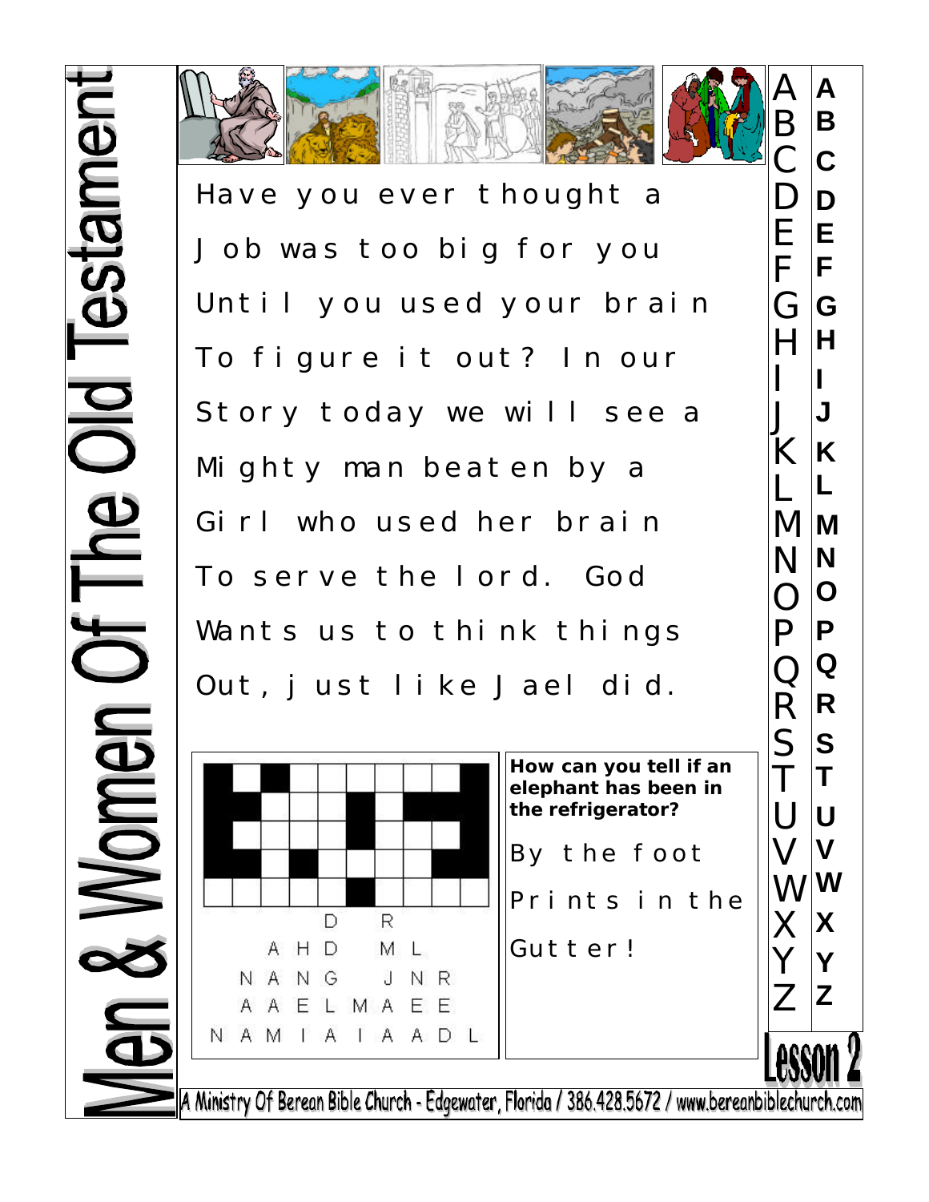# Men & Women Of The Old Testament

Have you ever thought a Job was too big for you Until you used your brain To figure it out? In our Story today we will see a Mighty man beaten by a Girl who used her brain To serve the lord. God Wants us to think things Out, just like Jael did.

| A | A |
|---|---|
| B | B |
| C | C |
| D | D |
| E | E |
| F | F |
| G | G |
| H | H |
| I | I |
| J | J |
| K | K |
| L | L |
| M | M |
| N | N |
| O | O |
| P | P |
| Q | Q |
| R | R |
| S | S |
| T | T |
| U | U |
| V | V |
| W | W |
| X | X |
| Y | Y |
| Z | Z |

```
      D     R
    A H D     M L
  N A N G     J N R
  A A E L M A E E
N A M I A I A A D L
```

**How can you tell if an elephant has been in the refrigerator?**

By the foot Prints in the Gutter!

Lesson 2

A Ministry Of Berean Bible Church - Edgewater, Florida / 386.428.5672 / www.bereanbiblechurch.com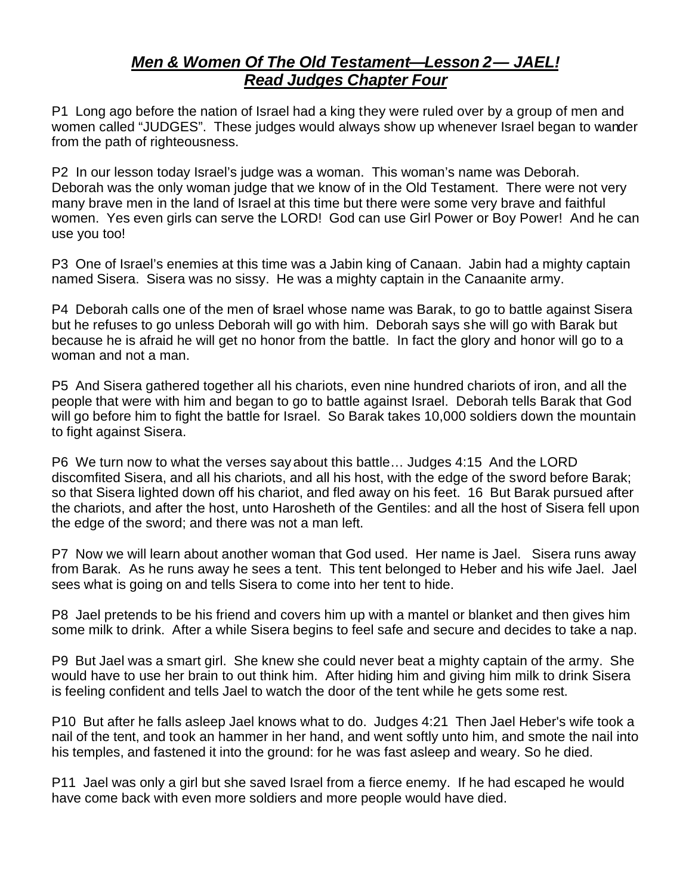## ***Men & Women Of The Old Testament—Lesson 2— JAEL!***
## ***Read Judges Chapter Four***

P1 Long ago before the nation of Israel had a king they were ruled over by a group of men and women called "JUDGES". These judges would always show up whenever Israel began to wander from the path of righteousness.

P2 In our lesson today Israel's judge was a woman. This woman's name was Deborah. Deborah was the only woman judge that we know of in the Old Testament. There were not very many brave men in the land of Israel at this time but there were some very brave and faithful women. Yes even girls can serve the LORD! God can use Girl Power or Boy Power! And he can use you too!

P3 One of Israel's enemies at this time was a Jabin king of Canaan. Jabin had a mighty captain named Sisera. Sisera was no sissy. He was a mighty captain in the Canaanite army.

P4 Deborah calls one of the men of Israel whose name was Barak, to go to battle against Sisera but he refuses to go unless Deborah will go with him. Deborah says she will go with Barak but because he is afraid he will get no honor from the battle. In fact the glory and honor will go to a woman and not a man.

P5 And Sisera gathered together all his chariots, even nine hundred chariots of iron, and all the people that were with him and began to go to battle against Israel. Deborah tells Barak that God will go before him to fight the battle for Israel. So Barak takes 10,000 soldiers down the mountain to fight against Sisera.

P6 We turn now to what the verses say about this battle… Judges 4:15 And the LORD discomfited Sisera, and all his chariots, and all his host, with the edge of the sword before Barak; so that Sisera lighted down off his chariot, and fled away on his feet. 16 But Barak pursued after the chariots, and after the host, unto Harosheth of the Gentiles: and all the host of Sisera fell upon the edge of the sword; and there was not a man left.

P7 Now we will learn about another woman that God used. Her name is Jael. Sisera runs away from Barak. As he runs away he sees a tent. This tent belonged to Heber and his wife Jael. Jael sees what is going on and tells Sisera to come into her tent to hide.

P8 Jael pretends to be his friend and covers him up with a mantel or blanket and then gives him some milk to drink. After a while Sisera begins to feel safe and secure and decides to take a nap.

P9 But Jael was a smart girl. She knew she could never beat a mighty captain of the army. She would have to use her brain to out think him. After hiding him and giving him milk to drink Sisera is feeling confident and tells Jael to watch the door of the tent while he gets some rest.

P10 But after he falls asleep Jael knows what to do. Judges 4:21 Then Jael Heber's wife took a nail of the tent, and took an hammer in her hand, and went softly unto him, and smote the nail into his temples, and fastened it into the ground: for he was fast asleep and weary. So he died.

P11 Jael was only a girl but she saved Israel from a fierce enemy. If he had escaped he would have come back with even more soldiers and more people would have died.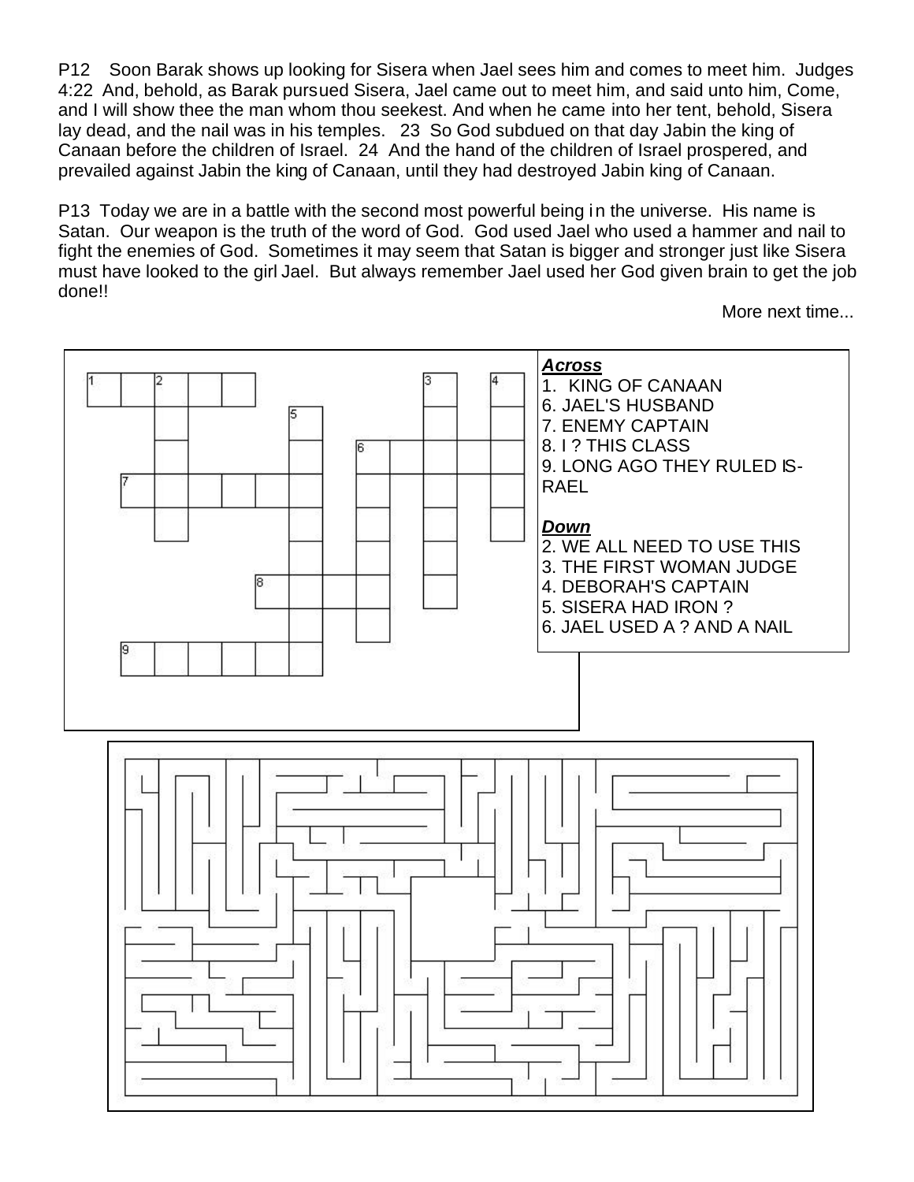P12 Soon Barak shows up looking for Sisera when Jael sees him and comes to meet him. Judges 4:22 And, behold, as Barak pursued Sisera, Jael came out to meet him, and said unto him, Come, and I will show thee the man whom thou seekest. And when he came into her tent, behold, Sisera lay dead, and the nail was in his temples. 23 So God subdued on that day Jabin the king of Canaan before the children of Israel. 24 And the hand of the children of Israel prospered, and prevailed against Jabin the king of Canaan, until they had destroyed Jabin king of Canaan.

P13 Today we are in a battle with the second most powerful being in the universe. His name is Satan. Our weapon is the truth of the word of God. God used Jael who used a hammer and nail to fight the enemies of God. Sometimes it may seem that Satan is bigger and stronger just like Sisera must have looked to the girl Jael. But always remember Jael used her God given brain to get the job done!!

More next time...

***Across***

1. KING OF CANAAN
6. JAEL'S HUSBAND
7. ENEMY CAPTAIN
8. I ? THIS CLASS
9. LONG AGO THEY RULED ISRAEL

***Down***

2. WE ALL NEED TO USE THIS
3. THE FIRST WOMAN JUDGE
4. DEBORAH'S CAPTAIN
5. SISERA HAD IRON ?
6. JAEL USED A ? AND A NAIL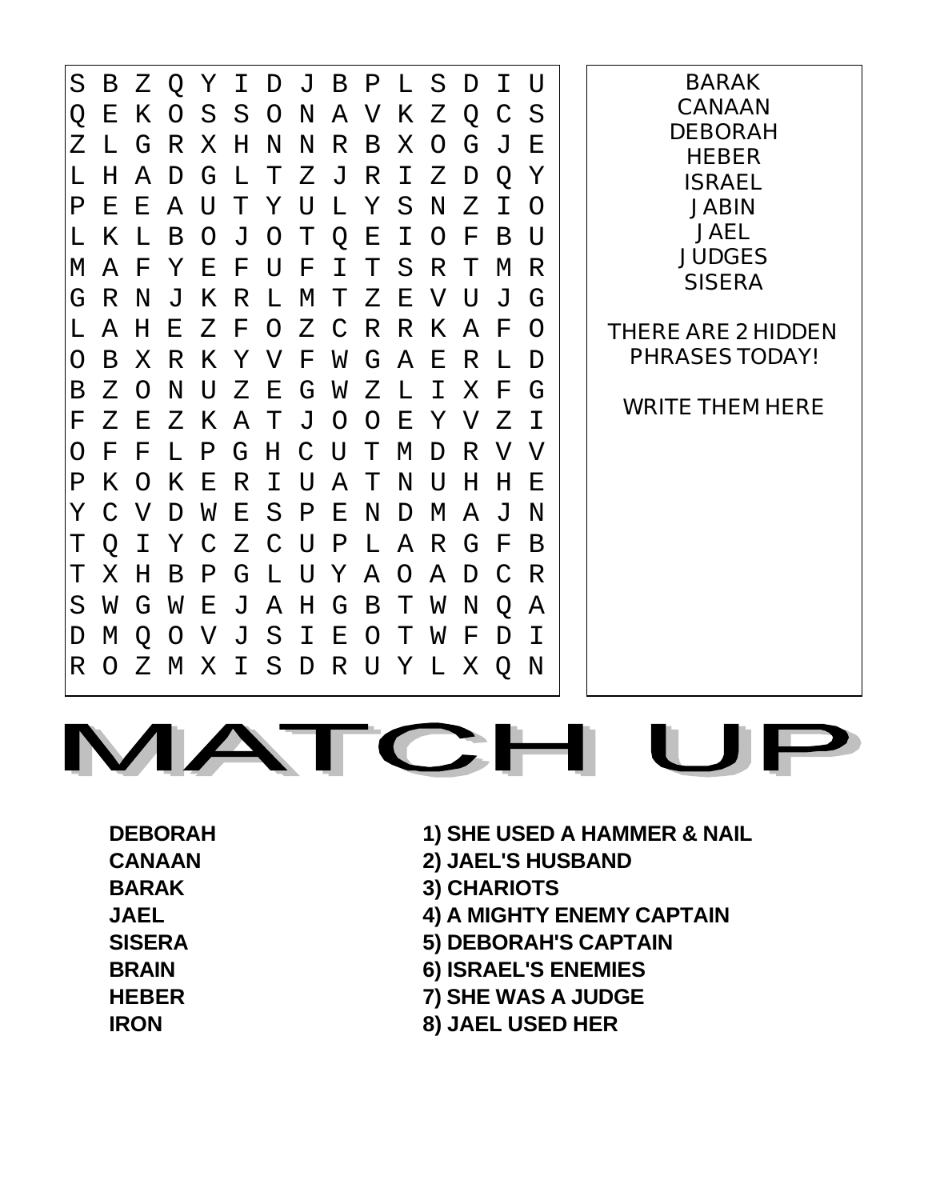```
S B Z Q Y I D J B P L S D I U
Q E K O S S O N A V K Z Q C S
Z L G R X H N N R B X O G J E
L H A D G L T Z J R I Z D Q Y
P E E A U T Y U L Y S N Z I O
L K L B O J O T Q E I O F B U
M A F Y E F U F I T S R T M R
G R N J K R L M T Z E V U J G
L A H E Z F O Z C R R K A F O
O B X R K Y V F W G A E R L D
B Z O N U Z E G W Z L I X F G
F Z E Z K A T J O O E Y V Z I
O F F L P G H C U T M D R V V
P K O K E R I U A T N U H H E
Y C V D W E S P E N D M A J N
T Q I Y C Z C U P L A R G F B
T X H B P G L U Y A O A D C R
S W G W E J A H G B T W N Q A
D M Q O V J S I E O T W F D I
R O Z M X I S D R U Y L X Q N
```

BARAK
CANAAN
DEBORAH
HEBER
ISRAEL
JABIN
JAEL
JUDGES
SISERA

THERE ARE 2 HIDDEN PHRASES TODAY!

WRITE THEM HERE

# MATCH UP

| | |
|---|---|
| **DEBORAH** | **1) SHE USED A HAMMER & NAIL** |
| **CANAAN** | **2) JAEL'S HUSBAND** |
| **BARAK** | **3) CHARIOTS** |
| **JAEL** | **4) A MIGHTY ENEMY CAPTAIN** |
| **SISERA** | **5) DEBORAH'S CAPTAIN** |
| **BRAIN** | **6) ISRAEL'S ENEMIES** |
| **HEBER** | **7) SHE WAS A JUDGE** |
| **IRON** | **8) JAEL USED HER** |